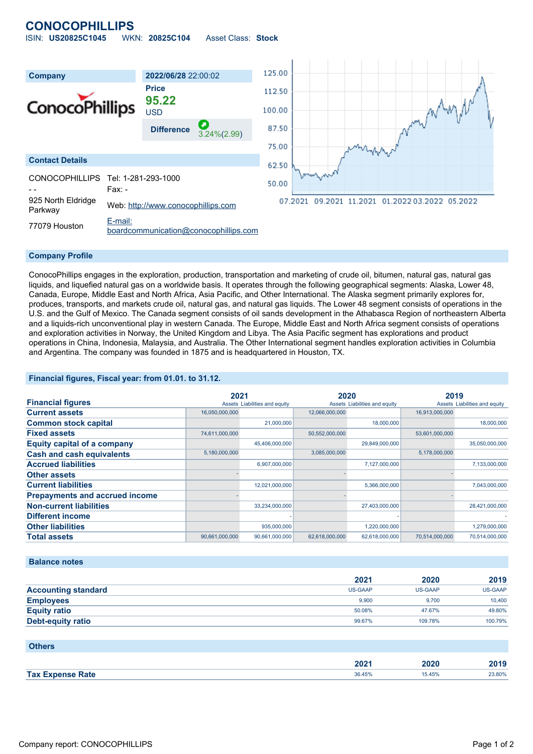# CONOCOPHILLIPS

ISIN: **US20825C1045** WKN: **20825C104** Asset Class: **Stock**

| Company | 2022/06/28 22:00:02 |
|---|---|
| | **Price** |
| | **95.22** |
| | USD |
| | **Difference** 3.24%(2.99) |

## Contact Details

| | |
|---|---|
| CONOCOPHILLIPS | Tel: 1-281-293-1000 |
| - - | Fax: - |
| 925 North Eldridge Parkway | Web: http://www.conocophillips.com |
| 77079 Houston | E-mail: boardcommunication@conocophillips.com |

## Company Profile

ConocoPhillips engages in the exploration, production, transportation and marketing of crude oil, bitumen, natural gas, natural gas liquids, and liquefied natural gas on a worldwide basis. It operates through the following geographical segments: Alaska, Lower 48, Canada, Europe, Middle East and North Africa, Asia Pacific, and Other International. The Alaska segment primarily explores for, produces, transports, and markets crude oil, natural gas, and natural gas liquids. The Lower 48 segment consists of operations in the U.S. and the Gulf of Mexico. The Canada segment consists of oil sands development in the Athabasca Region of northeastern Alberta and a liquids-rich unconventional play in western Canada. The Europe, Middle East and North Africa segment consists of operations and exploration activities in Norway, the United Kingdom and Libya. The Asia Pacific segment has explorations and product operations in China, Indonesia, Malaysia, and Australia. The Other International segment handles exploration activities in Columbia and Argentina. The company was founded in 1875 and is headquartered in Houston, TX.

## Financial figures, Fiscal year: from 01.01. to 31.12.

| Financial figures | 2021 Assets | 2021 Liabilities and equity | 2020 Assets | 2020 Liabilities and equity | 2019 Assets | 2019 Liabilities and equity |
|---|---|---|---|---|---|---|
| **Current assets** | 16,050,000,000 | | 12,066,000,000 | | 16,913,000,000 | |
| **Common stock capital** | | 21,000,000 | | 18,000,000 | | 18,000,000 |
| **Fixed assets** | 74,611,000,000 | | 50,552,000,000 | | 53,601,000,000 | |
| **Equity capital of a company** | | 45,406,000,000 | | 29,849,000,000 | | 35,050,000,000 |
| **Cash and cash equivalents** | 5,180,000,000 | | 3,085,000,000 | | 5,178,000,000 | |
| **Accrued liabilities** | | 6,907,000,000 | | 7,127,000,000 | | 7,133,000,000 |
| **Other assets** | - | | - | | - | |
| **Current liabilities** | | 12,021,000,000 | | 5,366,000,000 | | 7,043,000,000 |
| **Prepayments and accrued income** | - | | - | | - | |
| **Non-current liabilities** | | 33,234,000,000 | | 27,403,000,000 | | 28,421,000,000 |
| **Different income** | | - | | - | | - |
| **Other liabilities** | | 935,000,000 | | 1,220,000,000 | | 1,279,000,000 |
| **Total assets** | 90,661,000,000 | 90,661,000,000 | 62,618,000,000 | 62,618,000,000 | 70,514,000,000 | 70,514,000,000 |

## Balance notes

| | 2021 | 2020 | 2019 |
|---|---|---|---|
| **Accounting standard** | US-GAAP | US-GAAP | US-GAAP |
| **Employees** | 9,900 | 9,700 | 10,400 |
| **Equity ratio** | 50.08% | 47.67% | 49.80% |
| **Debt-equity ratio** | 99.67% | 109.78% | 100.79% |

## Others

| | 2021 | 2020 | 2019 |
|---|---|---|---|
| **Tax Expense Rate** | 36.45% | 15.45% | 23.80% |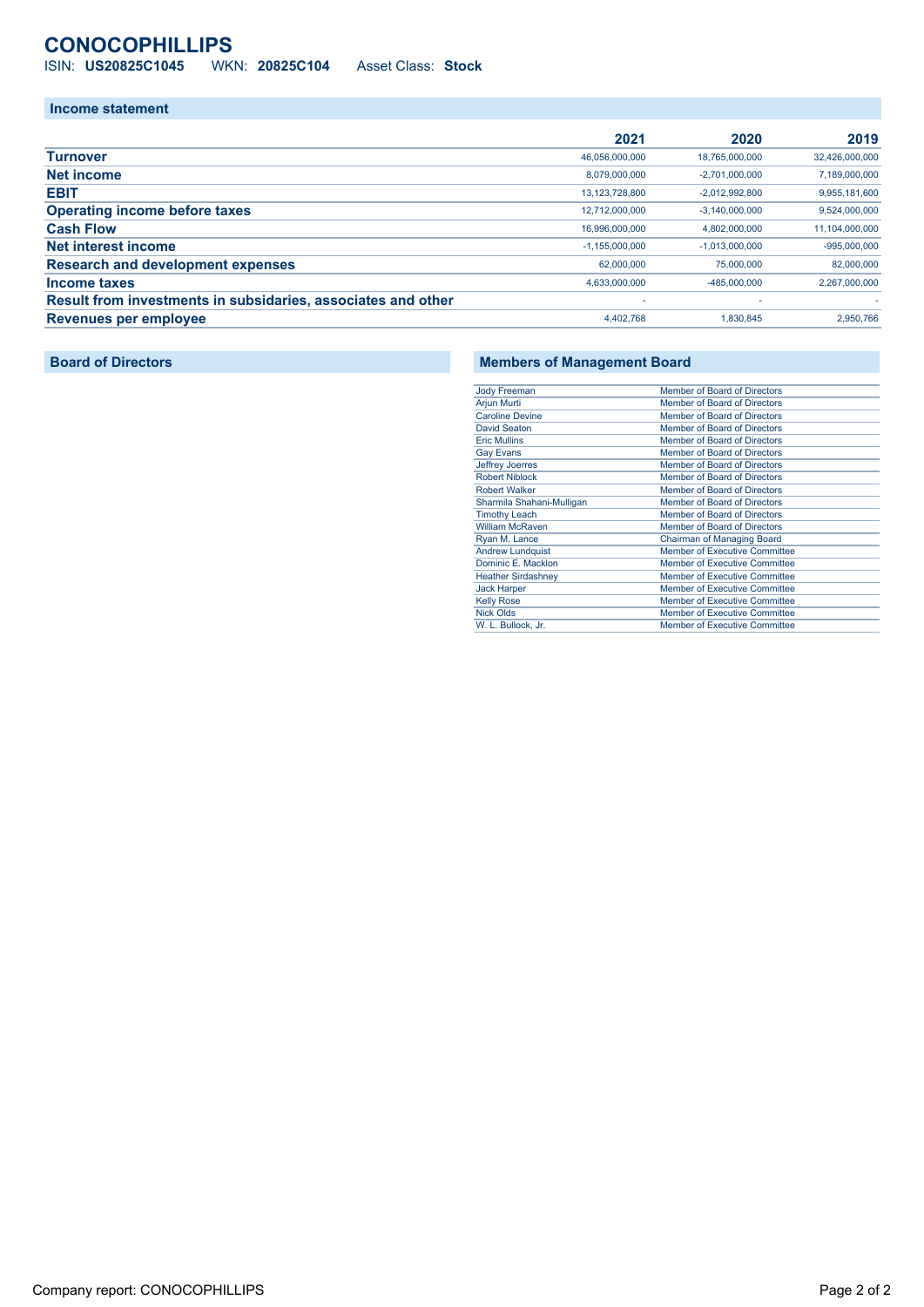# CONOCOPHILLIPS

ISIN: **US20825C1045** WKN: **20825C104** Asset Class: **Stock**

## Income statement

| | 2021 | 2020 | 2019 |
|---|---|---|---|
| **Turnover** | 46,056,000,000 | 18,765,000,000 | 32,426,000,000 |
| **Net income** | 8,079,000,000 | -2,701,000,000 | 7,189,000,000 |
| **EBIT** | 13,123,728,800 | -2,012,992,800 | 9,955,181,600 |
| **Operating income before taxes** | 12,712,000,000 | -3,140,000,000 | 9,524,000,000 |
| **Cash Flow** | 16,996,000,000 | 4,802,000,000 | 11,104,000,000 |
| **Net interest income** | -1,155,000,000 | -1,013,000,000 | -995,000,000 |
| **Research and development expenses** | 62,000,000 | 75,000,000 | 82,000,000 |
| **Income taxes** | 4,633,000,000 | -485,000,000 | 2,267,000,000 |
| **Result from investments in subsidaries, associates and other** | - | - | - |
| **Revenues per employee** | 4,402,768 | 1,830,845 | 2,950,766 |

## Board of Directors

## Members of Management Board

| | |
|---|---|
| Jody Freeman | Member of Board of Directors |
| Arjun Murti | Member of Board of Directors |
| Caroline Devine | Member of Board of Directors |
| David Seaton | Member of Board of Directors |
| Eric Mullins | Member of Board of Directors |
| Gay Evans | Member of Board of Directors |
| Jeffrey Joerres | Member of Board of Directors |
| Robert Niblock | Member of Board of Directors |
| Robert Walker | Member of Board of Directors |
| Sharmila Shahani-Mulligan | Member of Board of Directors |
| Timothy Leach | Member of Board of Directors |
| William McRaven | Member of Board of Directors |
| Ryan M. Lance | Chairman of Managing Board |
| Andrew Lundquist | Member of Executive Committee |
| Dominic E. Macklon | Member of Executive Committee |
| Heather Sirdashney | Member of Executive Committee |
| Jack Harper | Member of Executive Committee |
| Kelly Rose | Member of Executive Committee |
| Nick Olds | Member of Executive Committee |
| W. L. Bullock, Jr. | Member of Executive Committee |